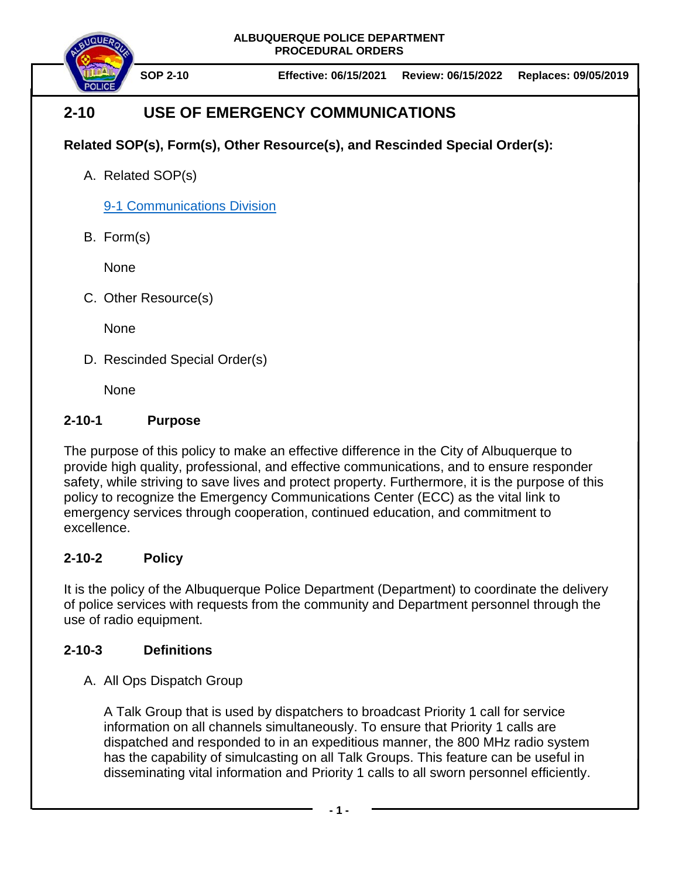ALBUQUERQUE POLICE DEPARTMENT
PROCEDURAL ORDERS

**SOP 2-10** | **Effective: 06/15/2021** | **Review: 06/15/2022** | **Replaces: 09/05/2019**

# 2-10 USE OF EMERGENCY COMMUNICATIONS

**Related SOP(s), Form(s), Other Resource(s), and Rescinded Special Order(s):**

A. Related SOP(s)

   [9-1 Communications Division]

B. Form(s)

   None

C. Other Resource(s)

   None

D. Rescinded Special Order(s)

   None

## 2-10-1 Purpose

The purpose of this policy to make an effective difference in the City of Albuquerque to provide high quality, professional, and effective communications, and to ensure responder safety, while striving to save lives and protect property. Furthermore, it is the purpose of this policy to recognize the Emergency Communications Center (ECC) as the vital link to emergency services through cooperation, continued education, and commitment to excellence.

## 2-10-2 Policy

It is the policy of the Albuquerque Police Department (Department) to coordinate the delivery of police services with requests from the community and Department personnel through the use of radio equipment.

## 2-10-3 Definitions

A. All Ops Dispatch Group

   A Talk Group that is used by dispatchers to broadcast Priority 1 call for service information on all channels simultaneously. To ensure that Priority 1 calls are dispatched and responded to in an expeditious manner, the 800 MHz radio system has the capability of simulcasting on all Talk Groups. This feature can be useful in disseminating vital information and Priority 1 calls to all sworn personnel efficiently.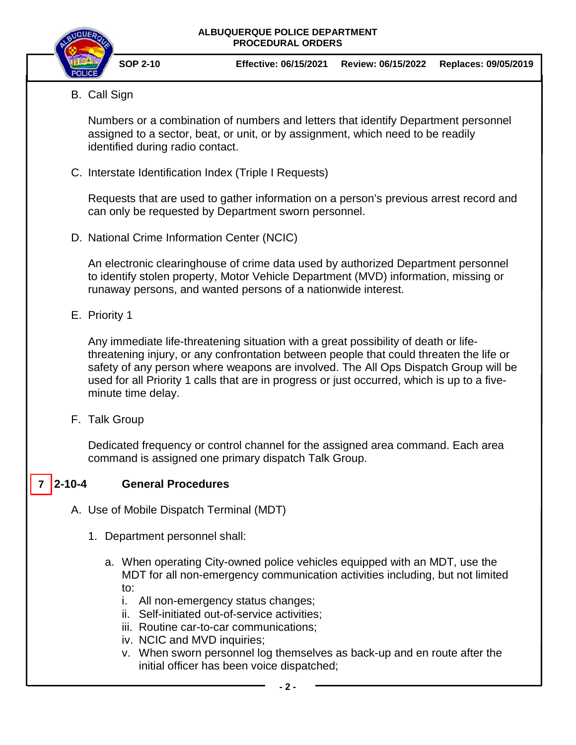B. Call Sign

Numbers or a combination of numbers and letters that identify Department personnel assigned to a sector, beat, or unit, or by assignment, which need to be readily identified during radio contact.

C. Interstate Identification Index (Triple I Requests)

Requests that are used to gather information on a person's previous arrest record and can only be requested by Department sworn personnel.

D. National Crime Information Center (NCIC)

An electronic clearinghouse of crime data used by authorized Department personnel to identify stolen property, Motor Vehicle Department (MVD) information, missing or runaway persons, and wanted persons of a nationwide interest.

E. Priority 1

Any immediate life-threatening situation with a great possibility of death or life-threatening injury, or any confrontation between people that could threaten the life or safety of any person where weapons are involved. The All Ops Dispatch Group will be used for all Priority 1 calls that are in progress or just occurred, which is up to a five-minute time delay.

F. Talk Group

Dedicated frequency or control channel for the assigned area command. Each area command is assigned one primary dispatch Talk Group.

## 7 2-10-4 General Procedures

A. Use of Mobile Dispatch Terminal (MDT)

1. Department personnel shall:

   a. When operating City-owned police vehicles equipped with an MDT, use the MDT for all non-emergency communication activities including, but not limited to:
      i. All non-emergency status changes;
      ii. Self-initiated out-of-service activities;
      iii. Routine car-to-car communications;
      iv. NCIC and MVD inquiries;
      v. When sworn personnel log themselves as back-up and en route after the initial officer has been voice dispatched;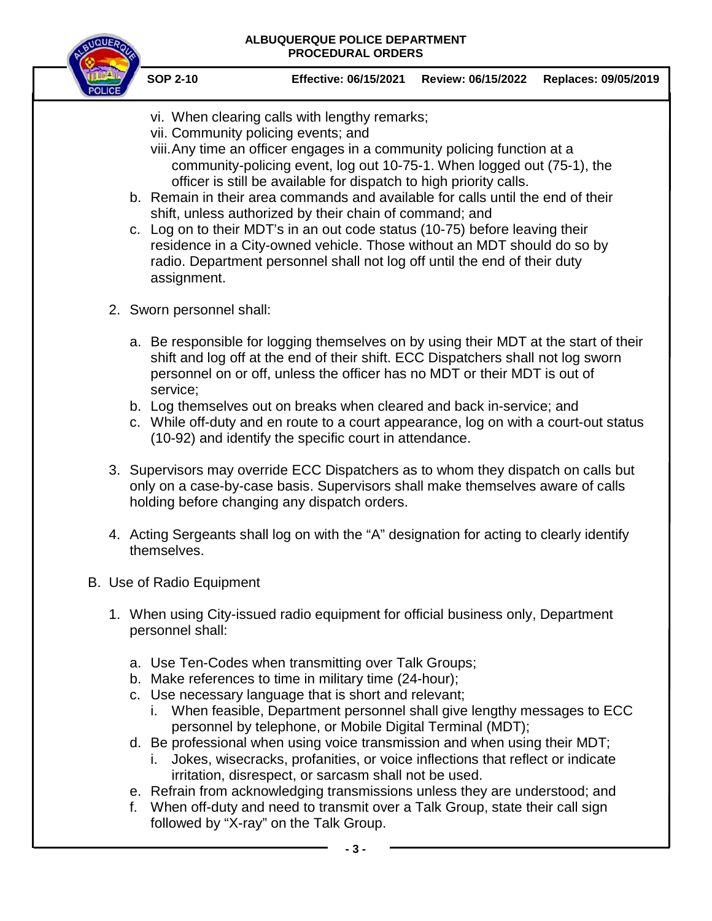vi. When clearing calls with lengthy remarks;
vii. Community policing events; and
viii. Any time an officer engages in a community policing function at a community-policing event, log out 10-75-1. When logged out (75-1), the officer is still be available for dispatch to high priority calls.

b. Remain in their area commands and available for calls until the end of their shift, unless authorized by their chain of command; and
c. Log on to their MDT's in an out code status (10-75) before leaving their residence in a City-owned vehicle. Those without an MDT should do so by radio. Department personnel shall not log off until the end of their duty assignment.

2. Sworn personnel shall:

   a. Be responsible for logging themselves on by using their MDT at the start of their shift and log off at the end of their shift. ECC Dispatchers shall not log sworn personnel on or off, unless the officer has no MDT or their MDT is out of service;
   b. Log themselves out on breaks when cleared and back in-service; and
   c. While off-duty and en route to a court appearance, log on with a court-out status (10-92) and identify the specific court in attendance.

3. Supervisors may override ECC Dispatchers as to whom they dispatch on calls but only on a case-by-case basis. Supervisors shall make themselves aware of calls holding before changing any dispatch orders.

4. Acting Sergeants shall log on with the "A" designation for acting to clearly identify themselves.

B. Use of Radio Equipment

1. When using City-issued radio equipment for official business only, Department personnel shall:

   a. Use Ten-Codes when transmitting over Talk Groups;
   b. Make references to time in military time (24-hour);
   c. Use necessary language that is short and relevant;
      i. When feasible, Department personnel shall give lengthy messages to ECC personnel by telephone, or Mobile Digital Terminal (MDT);
   d. Be professional when using voice transmission and when using their MDT;
      i. Jokes, wisecracks, profanities, or voice inflections that reflect or indicate irritation, disrespect, or sarcasm shall not be used.
   e. Refrain from acknowledging transmissions unless they are understood; and
   f. When off-duty and need to transmit over a Talk Group, state their call sign followed by "X-ray" on the Talk Group.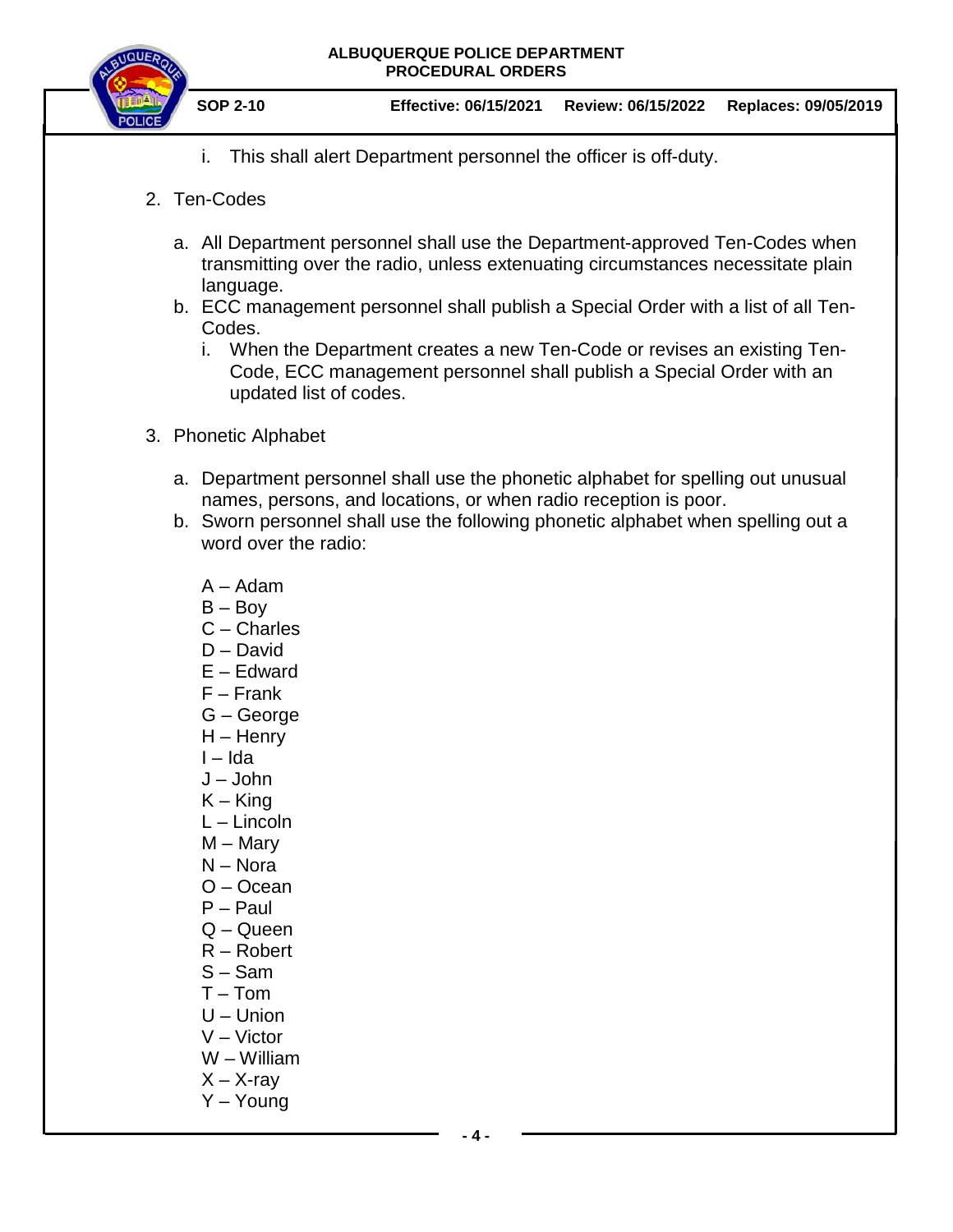i. This shall alert Department personnel the officer is off-duty.

2. Ten-Codes

   a. All Department personnel shall use the Department-approved Ten-Codes when transmitting over the radio, unless extenuating circumstances necessitate plain language.
   b. ECC management personnel shall publish a Special Order with a list of all Ten-Codes.
      i. When the Department creates a new Ten-Code or revises an existing Ten-Code, ECC management personnel shall publish a Special Order with an updated list of codes.

3. Phonetic Alphabet

   a. Department personnel shall use the phonetic alphabet for spelling out unusual names, persons, and locations, or when radio reception is poor.
   b. Sworn personnel shall use the following phonetic alphabet when spelling out a word over the radio:

   A – Adam
   B – Boy
   C – Charles
   D – David
   E – Edward
   F – Frank
   G – George
   H – Henry
   I – Ida
   J – John
   K – King
   L – Lincoln
   M – Mary
   N – Nora
   O – Ocean
   P – Paul
   Q – Queen
   R – Robert
   S – Sam
   T – Tom
   U – Union
   V – Victor
   W – William
   X – X-ray
   Y – Young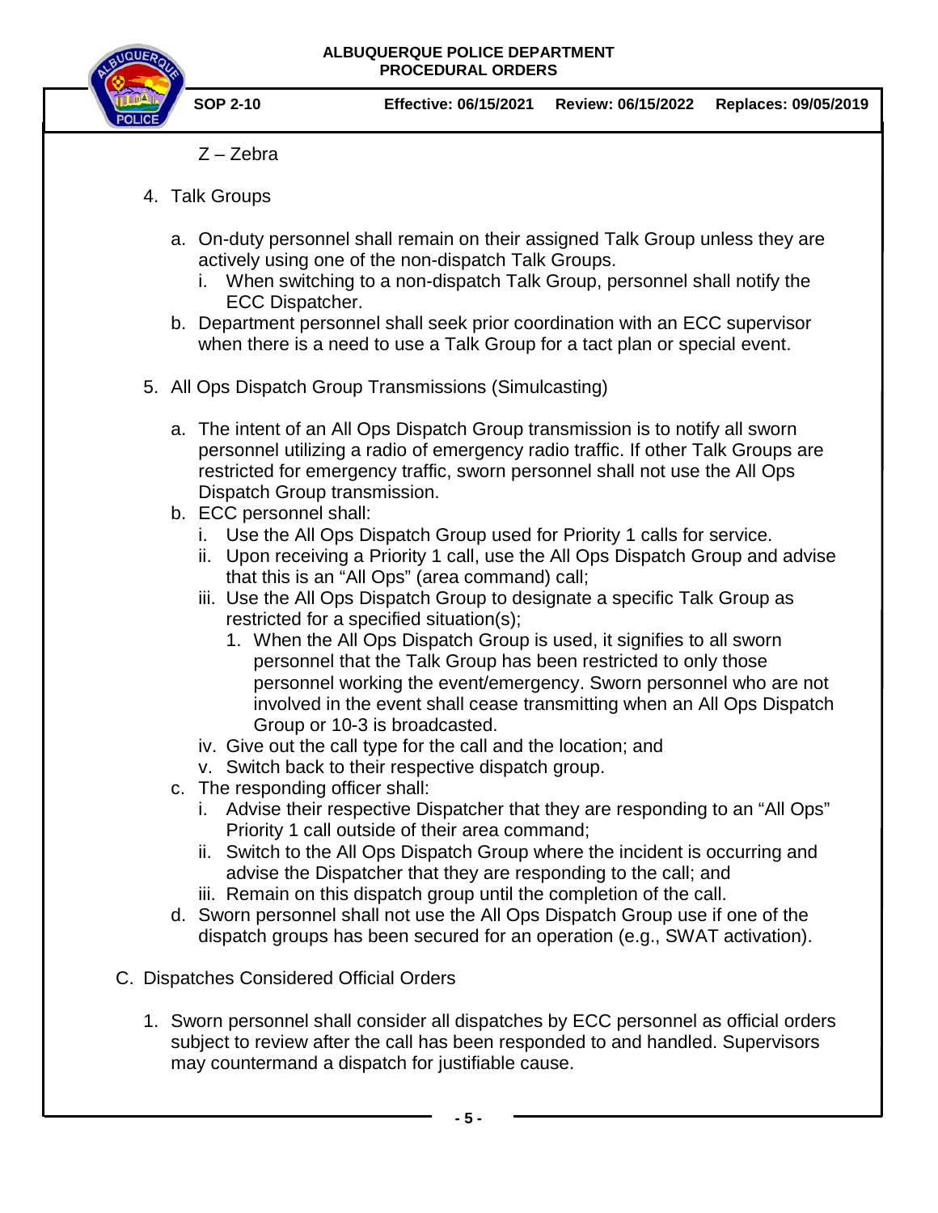Z – Zebra

4. Talk Groups

   a. On-duty personnel shall remain on their assigned Talk Group unless they are actively using one of the non-dispatch Talk Groups.
      i. When switching to a non-dispatch Talk Group, personnel shall notify the ECC Dispatcher.
   b. Department personnel shall seek prior coordination with an ECC supervisor when there is a need to use a Talk Group for a tact plan or special event.

5. All Ops Dispatch Group Transmissions (Simulcasting)

   a. The intent of an All Ops Dispatch Group transmission is to notify all sworn personnel utilizing a radio of emergency radio traffic. If other Talk Groups are restricted for emergency traffic, sworn personnel shall not use the All Ops Dispatch Group transmission.
   b. ECC personnel shall:
      i. Use the All Ops Dispatch Group used for Priority 1 calls for service.
      ii. Upon receiving a Priority 1 call, use the All Ops Dispatch Group and advise that this is an "All Ops" (area command) call;
      iii. Use the All Ops Dispatch Group to designate a specific Talk Group as restricted for a specified situation(s);
         1. When the All Ops Dispatch Group is used, it signifies to all sworn personnel that the Talk Group has been restricted to only those personnel working the event/emergency. Sworn personnel who are not involved in the event shall cease transmitting when an All Ops Dispatch Group or 10-3 is broadcasted.
      iv. Give out the call type for the call and the location; and
      v. Switch back to their respective dispatch group.
   c. The responding officer shall:
      i. Advise their respective Dispatcher that they are responding to an "All Ops" Priority 1 call outside of their area command;
      ii. Switch to the All Ops Dispatch Group where the incident is occurring and advise the Dispatcher that they are responding to the call; and
      iii. Remain on this dispatch group until the completion of the call.
   d. Sworn personnel shall not use the All Ops Dispatch Group use if one of the dispatch groups has been secured for an operation (e.g., SWAT activation).

C. Dispatches Considered Official Orders

   1. Sworn personnel shall consider all dispatches by ECC personnel as official orders subject to review after the call has been responded to and handled. Supervisors may countermand a dispatch for justifiable cause.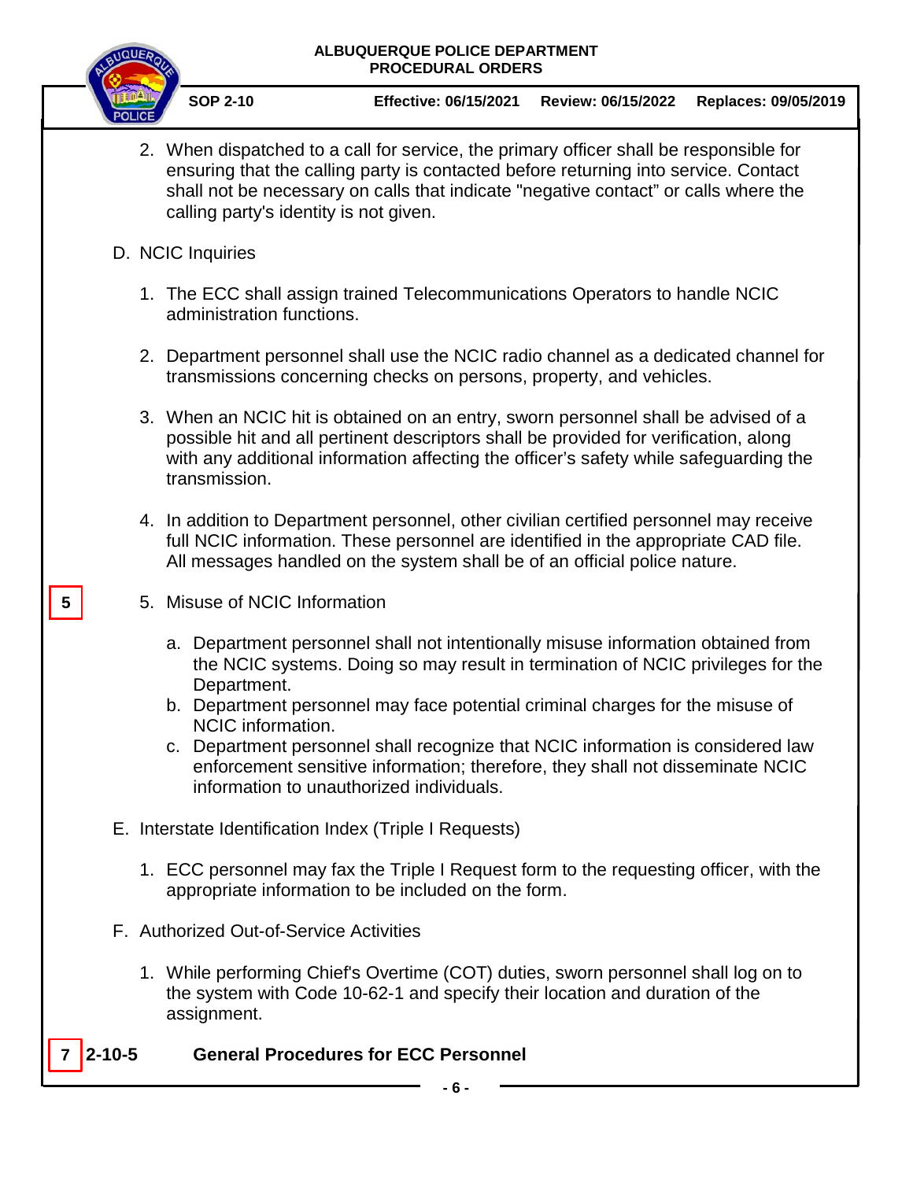2. When dispatched to a call for service, the primary officer shall be responsible for ensuring that the calling party is contacted before returning into service. Contact shall not be necessary on calls that indicate "negative contact" or calls where the calling party's identity is not given.

D. NCIC Inquiries

1. The ECC shall assign trained Telecommunications Operators to handle NCIC administration functions.

2. Department personnel shall use the NCIC radio channel as a dedicated channel for transmissions concerning checks on persons, property, and vehicles.

3. When an NCIC hit is obtained on an entry, sworn personnel shall be advised of a possible hit and all pertinent descriptors shall be provided for verification, along with any additional information affecting the officer's safety while safeguarding the transmission.

4. In addition to Department personnel, other civilian certified personnel may receive full NCIC information. These personnel are identified in the appropriate CAD file. All messages handled on the system shall be of an official police nature.

5 | 5. Misuse of NCIC Information

   a. Department personnel shall not intentionally misuse information obtained from the NCIC systems. Doing so may result in termination of NCIC privileges for the Department.
   b. Department personnel may face potential criminal charges for the misuse of NCIC information.
   c. Department personnel shall recognize that NCIC information is considered law enforcement sensitive information; therefore, they shall not disseminate NCIC information to unauthorized individuals.

E. Interstate Identification Index (Triple I Requests)

1. ECC personnel may fax the Triple I Request form to the requesting officer, with the appropriate information to be included on the form.

F. Authorized Out-of-Service Activities

1. While performing Chief's Overtime (COT) duties, sworn personnel shall log on to the system with Code 10-62-1 and specify their location and duration of the assignment.

## 7 | 2-10-5 General Procedures for ECC Personnel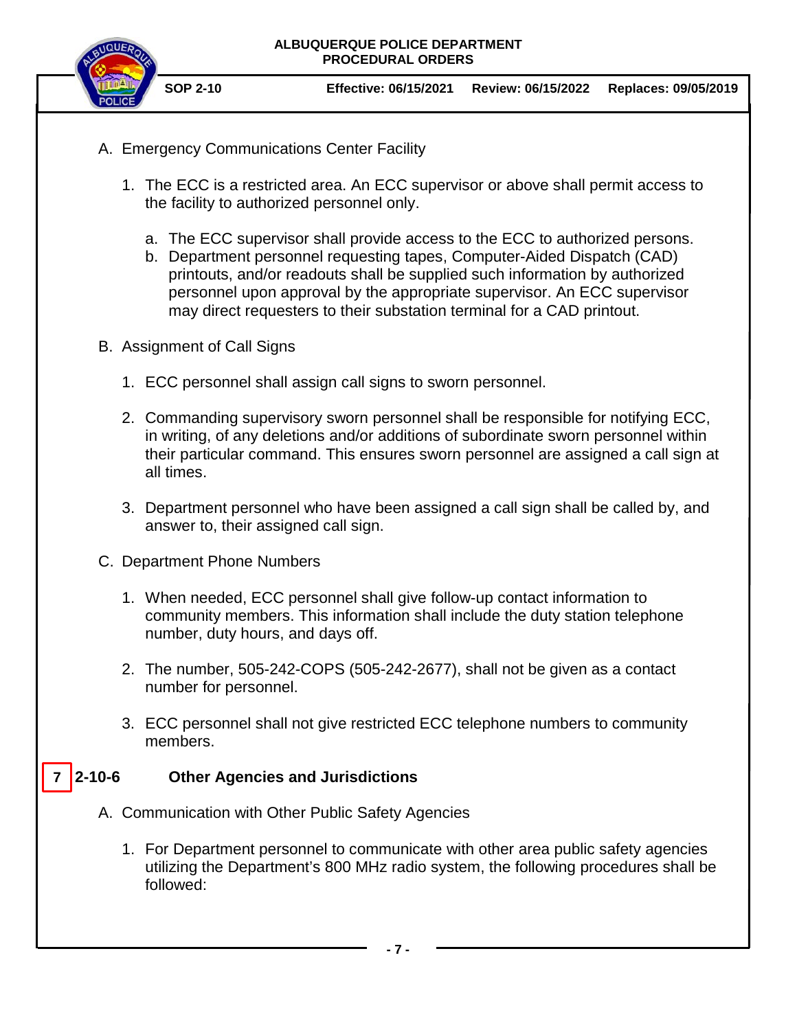A. Emergency Communications Center Facility

1. The ECC is a restricted area. An ECC supervisor or above shall permit access to the facility to authorized personnel only.

   a. The ECC supervisor shall provide access to the ECC to authorized persons.
   b. Department personnel requesting tapes, Computer-Aided Dispatch (CAD) printouts, and/or readouts shall be supplied such information by authorized personnel upon approval by the appropriate supervisor. An ECC supervisor may direct requesters to their substation terminal for a CAD printout.

B. Assignment of Call Signs

1. ECC personnel shall assign call signs to sworn personnel.

2. Commanding supervisory sworn personnel shall be responsible for notifying ECC, in writing, of any deletions and/or additions of subordinate sworn personnel within their particular command. This ensures sworn personnel are assigned a call sign at all times.

3. Department personnel who have been assigned a call sign shall be called by, and answer to, their assigned call sign.

C. Department Phone Numbers

1. When needed, ECC personnel shall give follow-up contact information to community members. This information shall include the duty station telephone number, duty hours, and days off.

2. The number, 505-242-COPS (505-242-2677), shall not be given as a contact number for personnel.

3. ECC personnel shall not give restricted ECC telephone numbers to community members.

## 7 2-10-6 Other Agencies and Jurisdictions

A. Communication with Other Public Safety Agencies

1. For Department personnel to communicate with other area public safety agencies utilizing the Department's 800 MHz radio system, the following procedures shall be followed: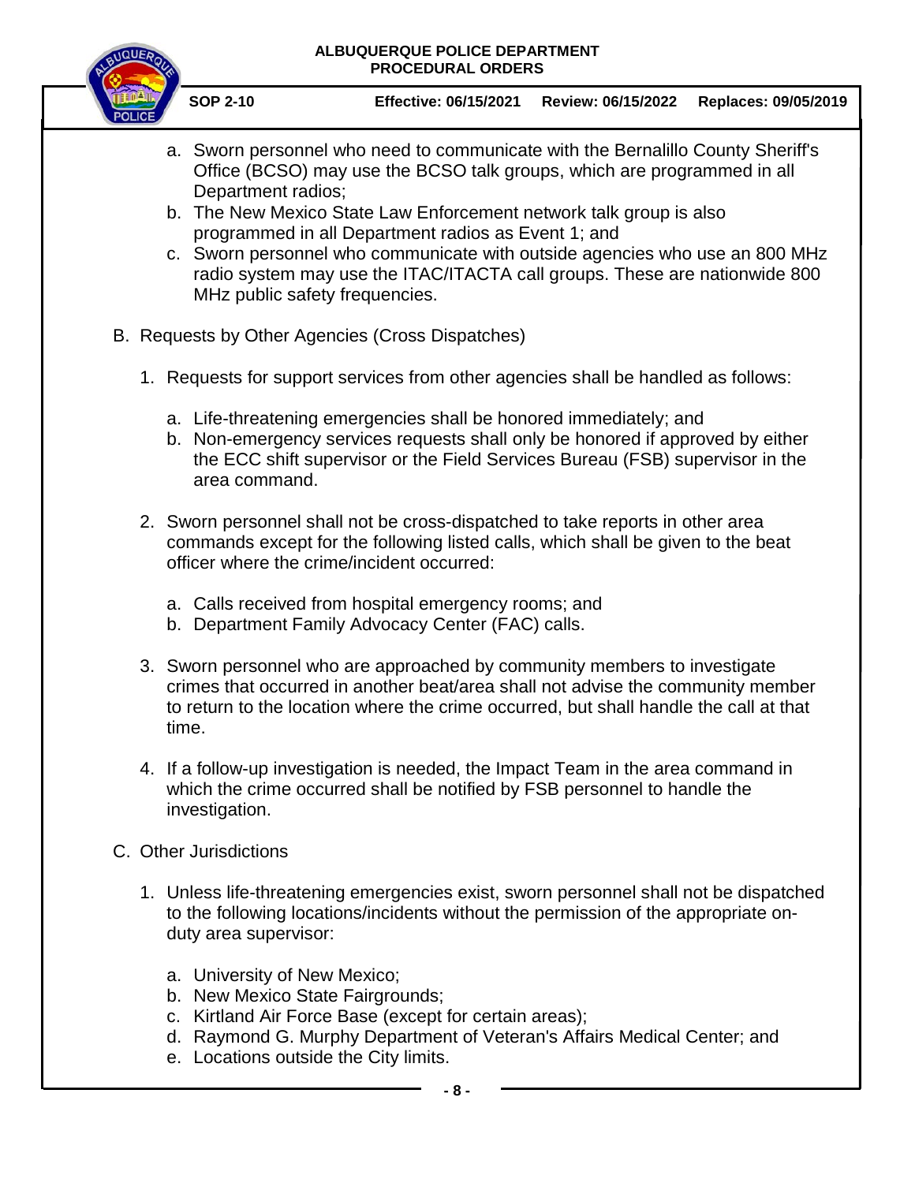a. Sworn personnel who need to communicate with the Bernalillo County Sheriff's Office (BCSO) may use the BCSO talk groups, which are programmed in all Department radios;
b. The New Mexico State Law Enforcement network talk group is also programmed in all Department radios as Event 1; and
c. Sworn personnel who communicate with outside agencies who use an 800 MHz radio system may use the ITAC/ITACTA call groups. These are nationwide 800 MHz public safety frequencies.

B. Requests by Other Agencies (Cross Dispatches)

1. Requests for support services from other agencies shall be handled as follows:

   a. Life-threatening emergencies shall be honored immediately; and
   b. Non-emergency services requests shall only be honored if approved by either the ECC shift supervisor or the Field Services Bureau (FSB) supervisor in the area command.

2. Sworn personnel shall not be cross-dispatched to take reports in other area commands except for the following listed calls, which shall be given to the beat officer where the crime/incident occurred:

   a. Calls received from hospital emergency rooms; and
   b. Department Family Advocacy Center (FAC) calls.

3. Sworn personnel who are approached by community members to investigate crimes that occurred in another beat/area shall not advise the community member to return to the location where the crime occurred, but shall handle the call at that time.

4. If a follow-up investigation is needed, the Impact Team in the area command in which the crime occurred shall be notified by FSB personnel to handle the investigation.

C. Other Jurisdictions

1. Unless life-threatening emergencies exist, sworn personnel shall not be dispatched to the following locations/incidents without the permission of the appropriate on-duty area supervisor:

   a. University of New Mexico;
   b. New Mexico State Fairgrounds;
   c. Kirtland Air Force Base (except for certain areas);
   d. Raymond G. Murphy Department of Veteran's Affairs Medical Center; and
   e. Locations outside the City limits.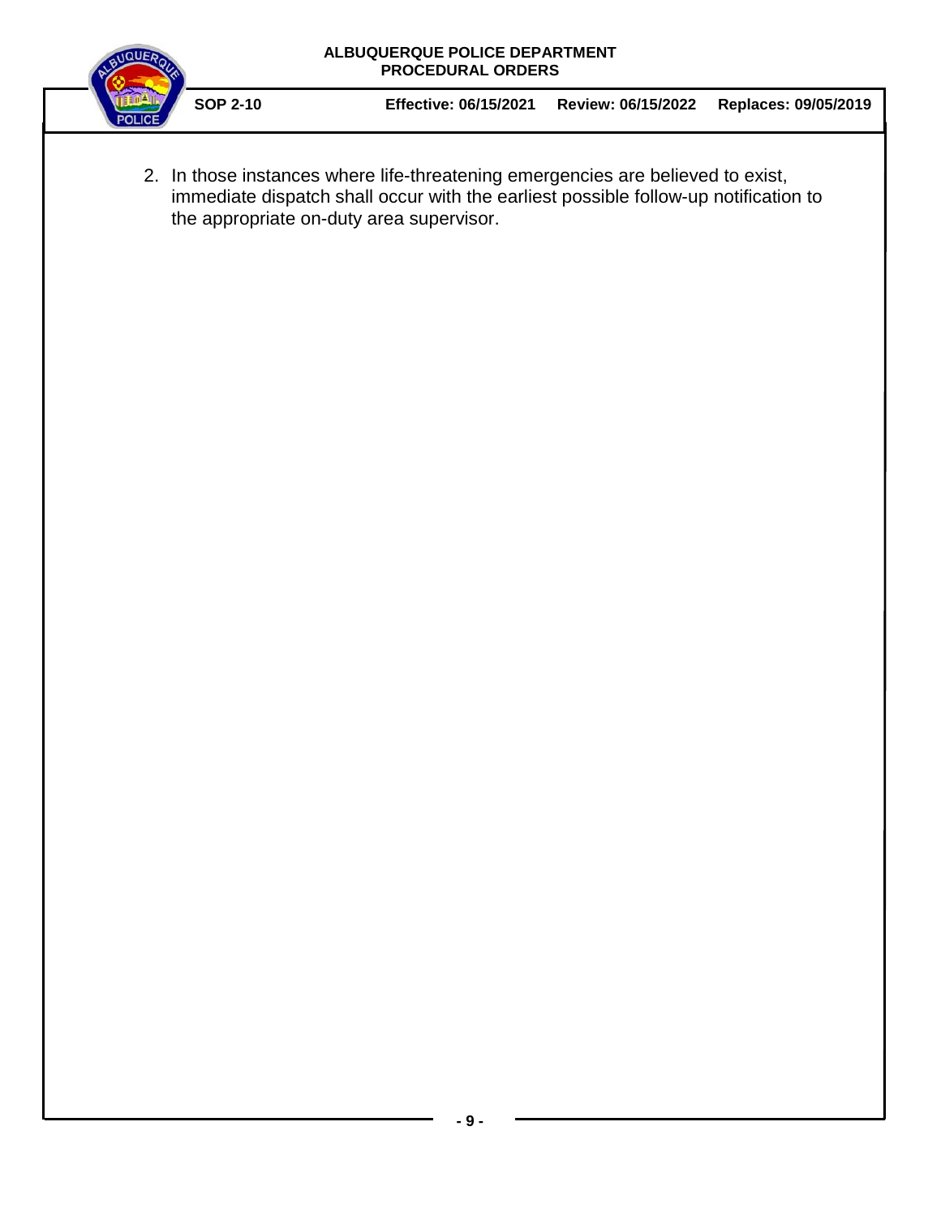2. In those instances where life-threatening emergencies are believed to exist, immediate dispatch shall occur with the earliest possible follow-up notification to the appropriate on-duty area supervisor.